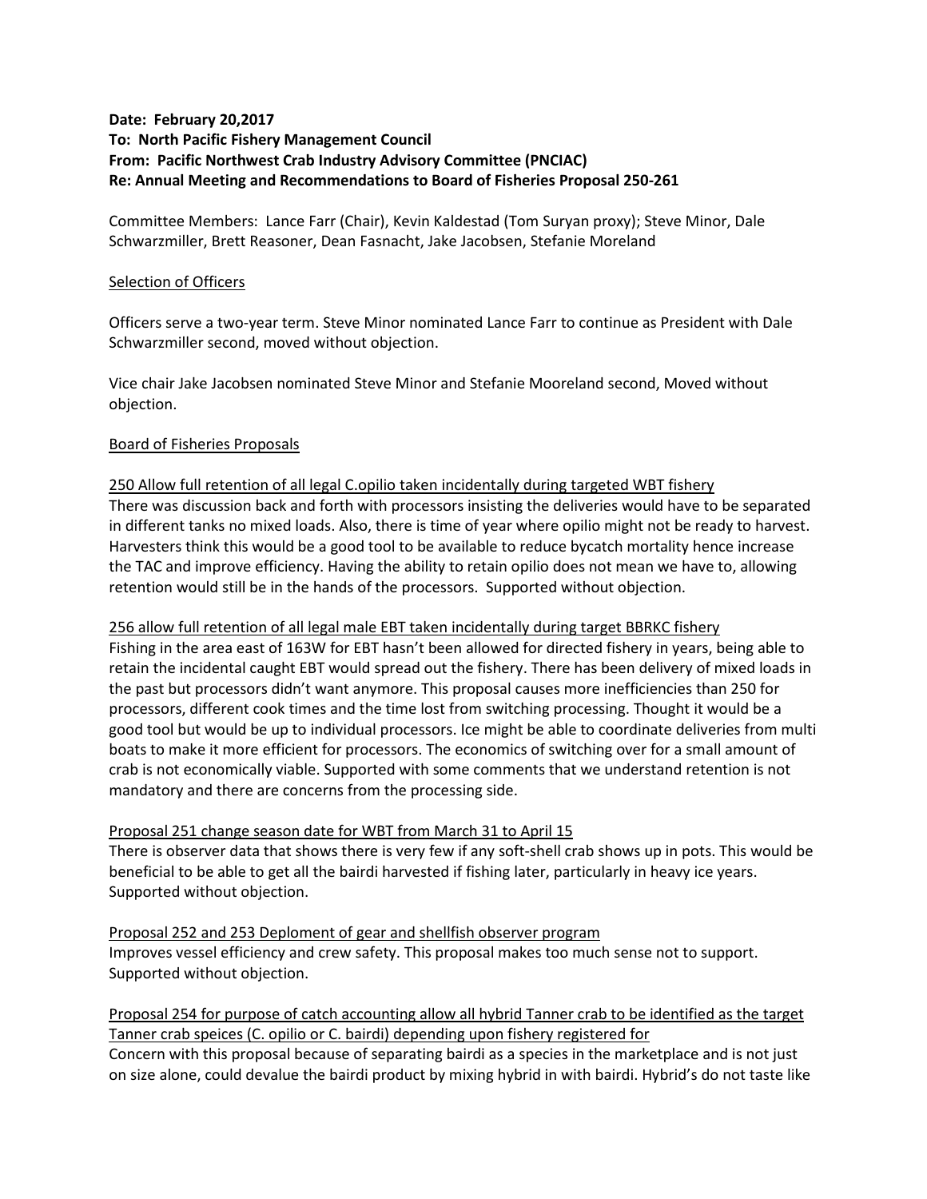**Date: February 20,2017**
**To: North Pacific Fishery Management Council**
**From: Pacific Northwest Crab Industry Advisory Committee (PNCIAC)**
**Re: Annual Meeting and Recommendations to Board of Fisheries Proposal 250-261**

Committee Members: Lance Farr (Chair), Kevin Kaldestad (Tom Suryan proxy); Steve Minor, Dale Schwarzmiller, Brett Reasoner, Dean Fasnacht, Jake Jacobsen, Stefanie Moreland

<u>Selection of Officers</u>

Officers serve a two-year term. Steve Minor nominated Lance Farr to continue as President with Dale Schwarzmiller second, moved without objection.

Vice chair Jake Jacobsen nominated Steve Minor and Stefanie Mooreland second, Moved without objection.

<u>Board of Fisheries Proposals</u>

<u>250 Allow full retention of all legal C.opilio taken incidentally during targeted WBT fishery</u>
There was discussion back and forth with processors insisting the deliveries would have to be separated in different tanks no mixed loads. Also, there is time of year where opilio might not be ready to harvest. Harvesters think this would be a good tool to be available to reduce bycatch mortality hence increase the TAC and improve efficiency. Having the ability to retain opilio does not mean we have to, allowing retention would still be in the hands of the processors. Supported without objection.

<u>256 allow full retention of all legal male EBT taken incidentally during target BBRKC fishery</u>
Fishing in the area east of 163W for EBT hasn't been allowed for directed fishery in years, being able to retain the incidental caught EBT would spread out the fishery. There has been delivery of mixed loads in the past but processors didn't want anymore. This proposal causes more inefficiencies than 250 for processors, different cook times and the time lost from switching processing. Thought it would be a good tool but would be up to individual processors. Ice might be able to coordinate deliveries from multi boats to make it more efficient for processors. The economics of switching over for a small amount of crab is not economically viable. Supported with some comments that we understand retention is not mandatory and there are concerns from the processing side.

<u>Proposal 251 change season date for WBT from March 31 to April 15</u>
There is observer data that shows there is very few if any soft-shell crab shows up in pots. This would be beneficial to be able to get all the bairdi harvested if fishing later, particularly in heavy ice years. Supported without objection.

<u>Proposal 252 and 253 Deploment of gear and shellfish observer program</u>
Improves vessel efficiency and crew safety. This proposal makes too much sense not to support. Supported without objection.

<u>Proposal 254 for purpose of catch accounting allow all hybrid Tanner crab to be identified as the target Tanner crab speices (C. opilio or C. bairdi) depending upon fishery registered for</u>
Concern with this proposal because of separating bairdi as a species in the marketplace and is not just on size alone, could devalue the bairdi product by mixing hybrid in with bairdi. Hybrid's do not taste like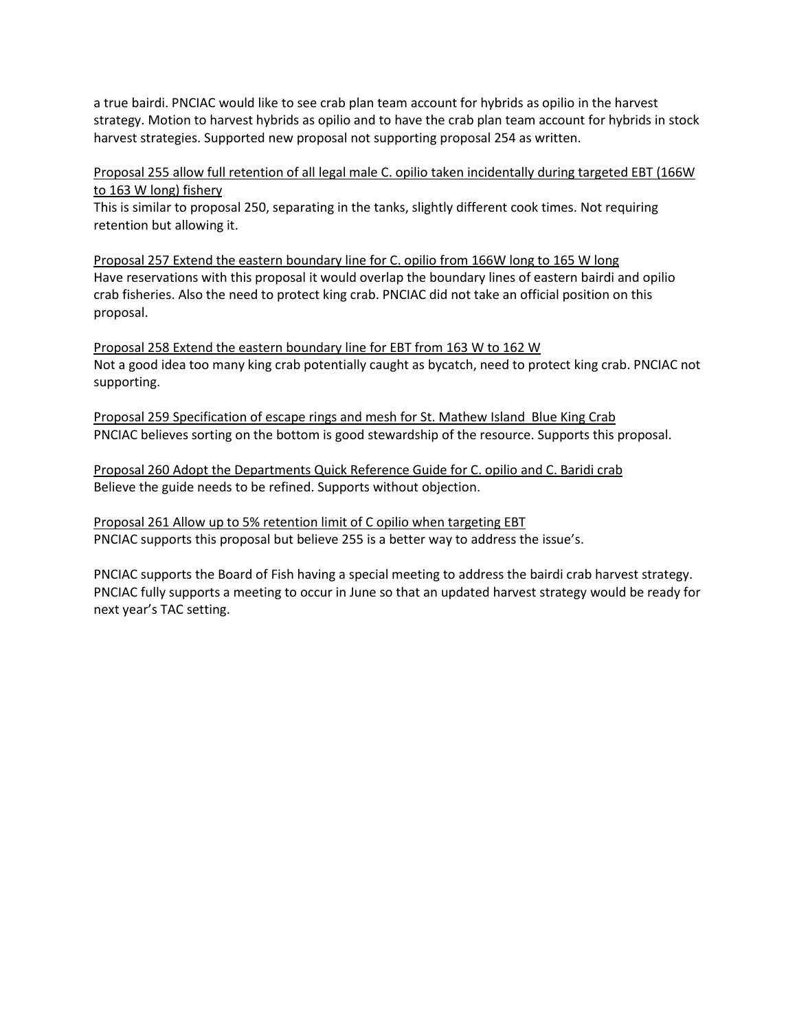a true bairdi. PNCIAC would like to see crab plan team account for hybrids as opilio in the harvest strategy. Motion to harvest hybrids as opilio and to have the crab plan team account for hybrids in stock harvest strategies. Supported new proposal not supporting proposal 254 as written.

<u>Proposal 255 allow full retention of all legal male C. opilio taken incidentally during targeted EBT (166W to 163 W long) fishery</u>
This is similar to proposal 250, separating in the tanks, slightly different cook times. Not requiring retention but allowing it.

<u>Proposal 257 Extend the eastern boundary line for C. opilio from 166W long to 165 W long</u>
Have reservations with this proposal it would overlap the boundary lines of eastern bairdi and opilio crab fisheries. Also the need to protect king crab. PNCIAC did not take an official position on this proposal.

<u>Proposal 258 Extend the eastern boundary line for EBT from 163 W to 162 W</u>
Not a good idea too many king crab potentially caught as bycatch, need to protect king crab. PNCIAC not supporting.

<u>Proposal 259 Specification of escape rings and mesh for St. Mathew Island Blue King Crab</u>
PNCIAC believes sorting on the bottom is good stewardship of the resource. Supports this proposal.

<u>Proposal 260 Adopt the Departments Quick Reference Guide for C. opilio and C. Baridi crab</u>
Believe the guide needs to be refined. Supports without objection.

<u>Proposal 261 Allow up to 5% retention limit of C opilio when targeting EBT</u>
PNCIAC supports this proposal but believe 255 is a better way to address the issue's.

PNCIAC supports the Board of Fish having a special meeting to address the bairdi crab harvest strategy. PNCIAC fully supports a meeting to occur in June so that an updated harvest strategy would be ready for next year's TAC setting.